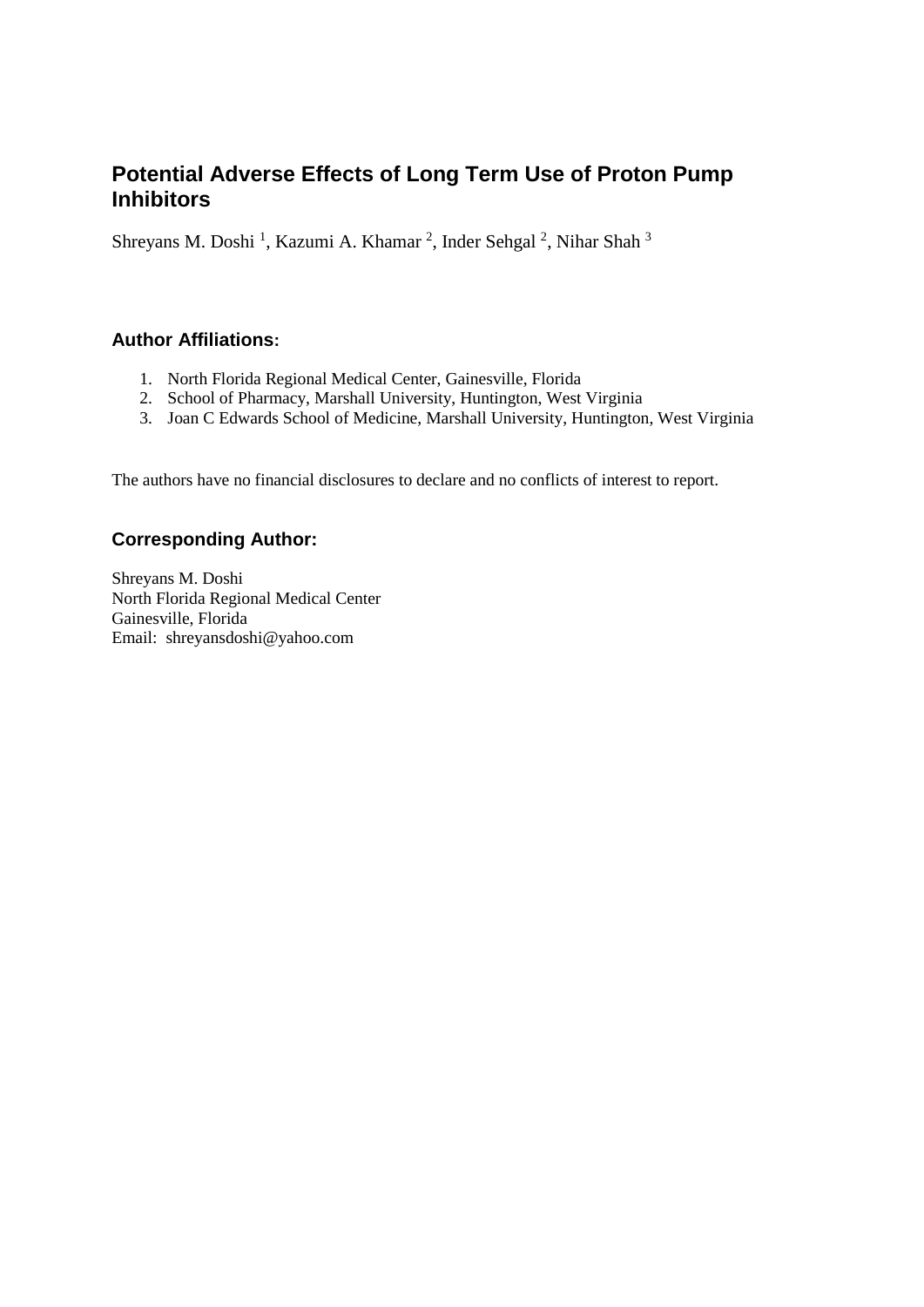# Potential Adverse Effects of Long Term Use of Proton Pump Inhibitors

Shreyans M. Doshi [1], Kazumi A. Khamar [2], Inder Sehgal [2], Nihar Shah [3]

### Author Affiliations:

1. North Florida Regional Medical Center, Gainesville, Florida
2. School of Pharmacy, Marshall University, Huntington, West Virginia
3. Joan C Edwards School of Medicine, Marshall University, Huntington, West Virginia

The authors have no financial disclosures to declare and no conflicts of interest to report.

### Corresponding Author:

Shreyans M. Doshi
North Florida Regional Medical Center
Gainesville, Florida
Email: shreyansdoshi@yahoo.com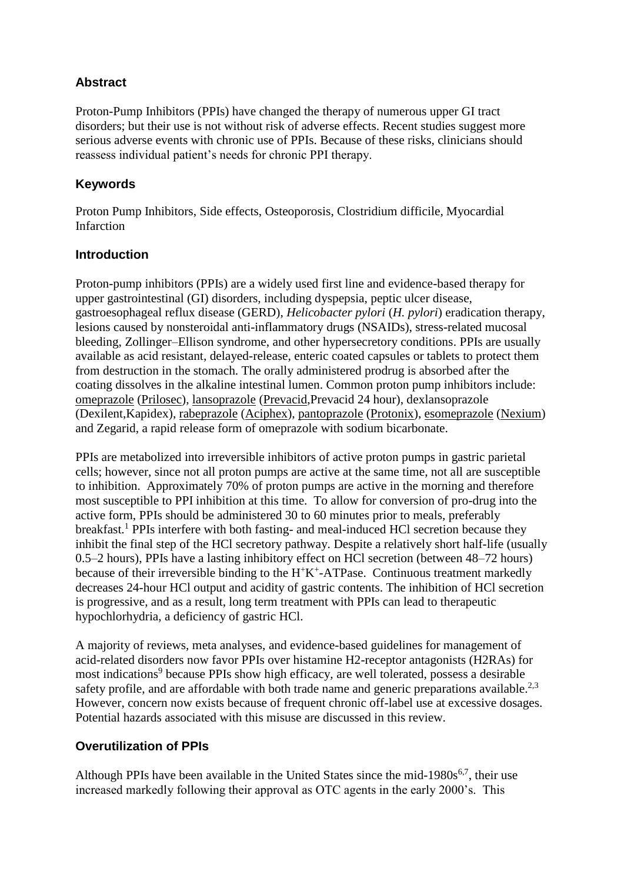## Abstract

Proton-Pump Inhibitors (PPIs) have changed the therapy of numerous upper GI tract disorders; but their use is not without risk of adverse effects. Recent studies suggest more serious adverse events with chronic use of PPIs. Because of these risks, clinicians should reassess individual patient's needs for chronic PPI therapy.

## Keywords

Proton Pump Inhibitors, Side effects, Osteoporosis, Clostridium difficile, Myocardial Infarction

## Introduction

Proton-pump inhibitors (PPIs) are a widely used first line and evidence-based therapy for upper gastrointestinal (GI) disorders, including dyspepsia, peptic ulcer disease, gastroesophageal reflux disease (GERD), *Helicobacter pylori* (*H. pylori*) eradication therapy, lesions caused by nonsteroidal anti-inflammatory drugs (NSAIDs), stress-related mucosal bleeding, Zollinger–Ellison syndrome, and other hypersecretory conditions. PPIs are usually available as acid resistant, delayed-release, enteric coated capsules or tablets to protect them from destruction in the stomach. The orally administered prodrug is absorbed after the coating dissolves in the alkaline intestinal lumen. Common proton pump inhibitors include: omeprazole (Prilosec), lansoprazole (Prevacid,Prevacid 24 hour), dexlansoprazole (Dexilent,Kapidex), rabeprazole (Aciphex), pantoprazole (Protonix), esomeprazole (Nexium) and Zegarid, a rapid release form of omeprazole with sodium bicarbonate.

PPIs are metabolized into irreversible inhibitors of active proton pumps in gastric parietal cells; however, since not all proton pumps are active at the same time, not all are susceptible to inhibition. Approximately 70% of proton pumps are active in the morning and therefore most susceptible to PPI inhibition at this time. To allow for conversion of pro-drug into the active form, PPIs should be administered 30 to 60 minutes prior to meals, preferably breakfast.[1] PPIs interfere with both fasting- and meal-induced HCl secretion because they inhibit the final step of the HCl secretory pathway. Despite a relatively short half-life (usually 0.5–2 hours), PPIs have a lasting inhibitory effect on HCl secretion (between 48–72 hours) because of their irreversible binding to the $H^+K^+$-ATPase. Continuous treatment markedly decreases 24-hour HCl output and acidity of gastric contents. The inhibition of HCl secretion is progressive, and as a result, long term treatment with PPIs can lead to therapeutic hypochlorhydria, a deficiency of gastric HCl.

A majority of reviews, meta analyses, and evidence-based guidelines for management of acid-related disorders now favor PPIs over histamine H2-receptor antagonists (H2RAs) for most indications[9] because PPIs show high efficacy, are well tolerated, possess a desirable safety profile, and are affordable with both trade name and generic preparations available.[2,3] However, concern now exists because of frequent chronic off-label use at excessive dosages. Potential hazards associated with this misuse are discussed in this review.

## Overutilization of PPIs

Although PPIs have been available in the United States since the mid-1980s[6,7], their use increased markedly following their approval as OTC agents in the early 2000's. This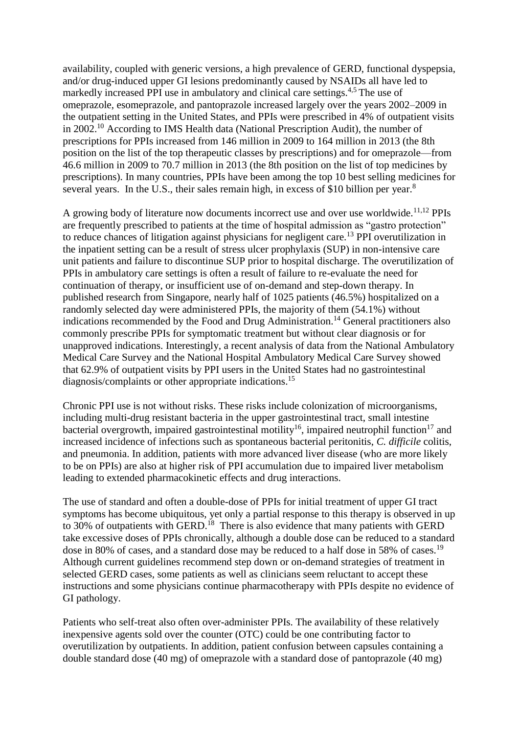availability, coupled with generic versions, a high prevalence of GERD, functional dyspepsia, and/or drug-induced upper GI lesions predominantly caused by NSAIDs all have led to markedly increased PPI use in ambulatory and clinical care settings.[4,5] The use of omeprazole, esomeprazole, and pantoprazole increased largely over the years 2002–2009 in the outpatient setting in the United States, and PPIs were prescribed in 4% of outpatient visits in 2002.[10] According to IMS Health data (National Prescription Audit), the number of prescriptions for PPIs increased from 146 million in 2009 to 164 million in 2013 (the 8th position on the list of the top therapeutic classes by prescriptions) and for omeprazole—from 46.6 million in 2009 to 70.7 million in 2013 (the 8th position on the list of top medicines by prescriptions). In many countries, PPIs have been among the top 10 best selling medicines for several years. In the U.S., their sales remain high, in excess of $10 billion per year.[8]

A growing body of literature now documents incorrect use and over use worldwide.[11,12] PPIs are frequently prescribed to patients at the time of hospital admission as "gastro protection" to reduce chances of litigation against physicians for negligent care.[13] PPI overutilization in the inpatient setting can be a result of stress ulcer prophylaxis (SUP) in non-intensive care unit patients and failure to discontinue SUP prior to hospital discharge. The overutilization of PPIs in ambulatory care settings is often a result of failure to re-evaluate the need for continuation of therapy, or insufficient use of on-demand and step-down therapy. In published research from Singapore, nearly half of 1025 patients (46.5%) hospitalized on a randomly selected day were administered PPIs, the majority of them (54.1%) without indications recommended by the Food and Drug Administration.[14] General practitioners also commonly prescribe PPIs for symptomatic treatment but without clear diagnosis or for unapproved indications. Interestingly, a recent analysis of data from the National Ambulatory Medical Care Survey and the National Hospital Ambulatory Medical Care Survey showed that 62.9% of outpatient visits by PPI users in the United States had no gastrointestinal diagnosis/complaints or other appropriate indications.[15]

Chronic PPI use is not without risks. These risks include colonization of microorganisms, including multi-drug resistant bacteria in the upper gastrointestinal tract, small intestine bacterial overgrowth, impaired gastrointestinal motility[16], impaired neutrophil function[17] and increased incidence of infections such as spontaneous bacterial peritonitis, *C. difficile* colitis, and pneumonia. In addition, patients with more advanced liver disease (who are more likely to be on PPIs) are also at higher risk of PPI accumulation due to impaired liver metabolism leading to extended pharmacokinetic effects and drug interactions.

The use of standard and often a double-dose of PPIs for initial treatment of upper GI tract symptoms has become ubiquitous, yet only a partial response to this therapy is observed in up to 30% of outpatients with GERD.[18] There is also evidence that many patients with GERD take excessive doses of PPIs chronically, although a double dose can be reduced to a standard dose in 80% of cases, and a standard dose may be reduced to a half dose in 58% of cases.[19] Although current guidelines recommend step down or on-demand strategies of treatment in selected GERD cases, some patients as well as clinicians seem reluctant to accept these instructions and some physicians continue pharmacotherapy with PPIs despite no evidence of GI pathology.

Patients who self-treat also often over-administer PPIs. The availability of these relatively inexpensive agents sold over the counter (OTC) could be one contributing factor to overutilization by outpatients. In addition, patient confusion between capsules containing a double standard dose (40 mg) of omeprazole with a standard dose of pantoprazole (40 mg)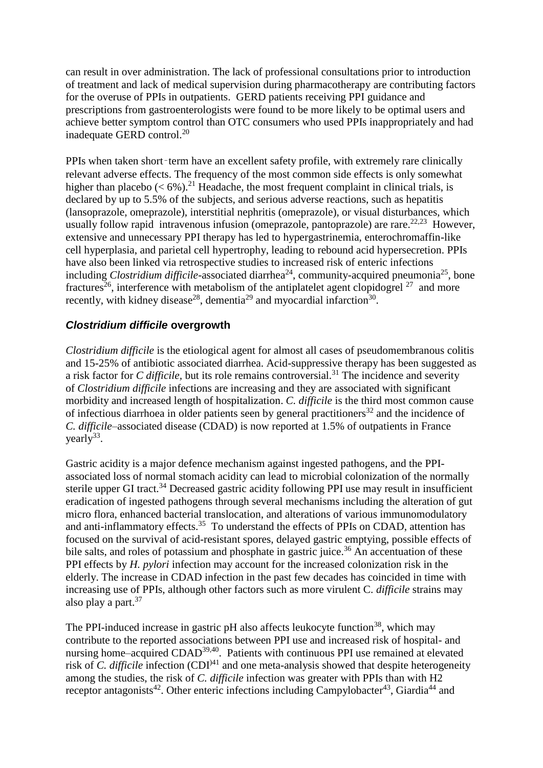can result in over administration. The lack of professional consultations prior to introduction of treatment and lack of medical supervision during pharmacotherapy are contributing factors for the overuse of PPIs in outpatients. GERD patients receiving PPI guidance and prescriptions from gastroenterologists were found to be more likely to be optimal users and achieve better symptom control than OTC consumers who used PPIs inappropriately and had inadequate GERD control.[20]

PPIs when taken short‑term have an excellent safety profile, with extremely rare clinically relevant adverse effects. The frequency of the most common side effects is only somewhat higher than placebo (< 6%).[21] Headache, the most frequent complaint in clinical trials, is declared by up to 5.5% of the subjects, and serious adverse reactions, such as hepatitis (lansoprazole, omeprazole), interstitial nephritis (omeprazole), or visual disturbances, which usually follow rapid intravenous infusion (omeprazole, pantoprazole) are rare.[22,23] However, extensive and unnecessary PPI therapy has led to hypergastrinemia, enterochromaffin-like cell hyperplasia, and parietal cell hypertrophy, leading to rebound acid hypersecretion. PPIs have also been linked via retrospective studies to increased risk of enteric infections including *Clostridium difficile*-associated diarrhea[24], community-acquired pneumonia[25], bone fractures[26], interference with metabolism of the antiplatelet agent clopidogrel [27] and more recently, with kidney disease[28], dementia[29] and myocardial infarction[30].

## *Clostridium difficile* overgrowth

*Clostridium difficile* is the etiological agent for almost all cases of pseudomembranous colitis and 15-25% of antibiotic associated diarrhea. Acid-suppressive therapy has been suggested as a risk factor for *C difficile*, but its role remains controversial.[31] The incidence and severity of *Clostridium difficile* infections are increasing and they are associated with significant morbidity and increased length of hospitalization. *C. difficile* is the third most common cause of infectious diarrhoea in older patients seen by general practitioners[32] and the incidence of *C. difficile*–associated disease (CDAD) is now reported at 1.5% of outpatients in France yearly[33].

Gastric acidity is a major defence mechanism against ingested pathogens, and the PPI-associated loss of normal stomach acidity can lead to microbial colonization of the normally sterile upper GI tract.[34] Decreased gastric acidity following PPI use may result in insufficient eradication of ingested pathogens through several mechanisms including the alteration of gut micro flora, enhanced bacterial translocation, and alterations of various immunomodulatory and anti-inflammatory effects.[35] To understand the effects of PPIs on CDAD, attention has focused on the survival of acid-resistant spores, delayed gastric emptying, possible effects of bile salts, and roles of potassium and phosphate in gastric juice.[36] An accentuation of these PPI effects by *H. pylori* infection may account for the increased colonization risk in the elderly. The increase in CDAD infection in the past few decades has coincided in time with increasing use of PPIs, although other factors such as more virulent C. *difficile* strains may also play a part.[37]

The PPI-induced increase in gastric pH also affects leukocyte function[38], which may contribute to the reported associations between PPI use and increased risk of hospital- and nursing home–acquired CDAD[39,40]. Patients with continuous PPI use remained at elevated risk of *C. difficile* infection (CDI)[41] and one meta-analysis showed that despite heterogeneity among the studies, the risk of *C. difficile* infection was greater with PPIs than with H2 receptor antagonists[42]. Other enteric infections including Campylobacter[43], Giardia[44] and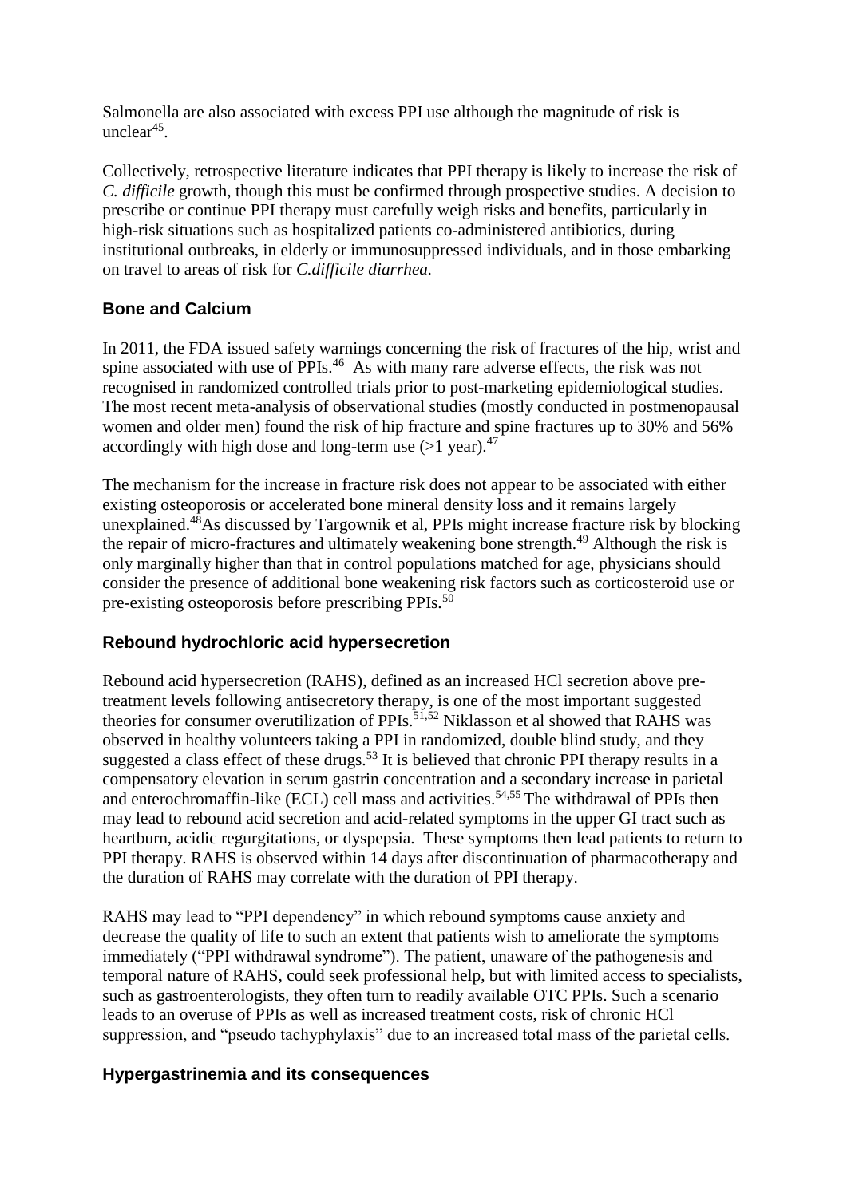Salmonella are also associated with excess PPI use although the magnitude of risk is unclear[45].

Collectively, retrospective literature indicates that PPI therapy is likely to increase the risk of *C. difficile* growth, though this must be confirmed through prospective studies. A decision to prescribe or continue PPI therapy must carefully weigh risks and benefits, particularly in high-risk situations such as hospitalized patients co-administered antibiotics, during institutional outbreaks, in elderly or immunosuppressed individuals, and in those embarking on travel to areas of risk for *C.difficile diarrhea.*

## Bone and Calcium

In 2011, the FDA issued safety warnings concerning the risk of fractures of the hip, wrist and spine associated with use of PPIs.[46] As with many rare adverse effects, the risk was not recognised in randomized controlled trials prior to post-marketing epidemiological studies. The most recent meta-analysis of observational studies (mostly conducted in postmenopausal women and older men) found the risk of hip fracture and spine fractures up to 30% and 56% accordingly with high dose and long-term use (>1 year).[47]

The mechanism for the increase in fracture risk does not appear to be associated with either existing osteoporosis or accelerated bone mineral density loss and it remains largely unexplained.[48]As discussed by Targownik et al, PPIs might increase fracture risk by blocking the repair of micro-fractures and ultimately weakening bone strength.[49] Although the risk is only marginally higher than that in control populations matched for age, physicians should consider the presence of additional bone weakening risk factors such as corticosteroid use or pre-existing osteoporosis before prescribing PPIs.[50]

## Rebound hydrochloric acid hypersecretion

Rebound acid hypersecretion (RAHS), defined as an increased HCl secretion above pre-treatment levels following antisecretory therapy, is one of the most important suggested theories for consumer overutilization of PPIs.[51,52] Niklasson et al showed that RAHS was observed in healthy volunteers taking a PPI in randomized, double blind study, and they suggested a class effect of these drugs.[53] It is believed that chronic PPI therapy results in a compensatory elevation in serum gastrin concentration and a secondary increase in parietal and enterochromaffin-like (ECL) cell mass and activities.[54,55] The withdrawal of PPIs then may lead to rebound acid secretion and acid-related symptoms in the upper GI tract such as heartburn, acidic regurgitations, or dyspepsia. These symptoms then lead patients to return to PPI therapy. RAHS is observed within 14 days after discontinuation of pharmacotherapy and the duration of RAHS may correlate with the duration of PPI therapy.

RAHS may lead to "PPI dependency" in which rebound symptoms cause anxiety and decrease the quality of life to such an extent that patients wish to ameliorate the symptoms immediately ("PPI withdrawal syndrome"). The patient, unaware of the pathogenesis and temporal nature of RAHS, could seek professional help, but with limited access to specialists, such as gastroenterologists, they often turn to readily available OTC PPIs. Such a scenario leads to an overuse of PPIs as well as increased treatment costs, risk of chronic HCl suppression, and "pseudo tachyphylaxis" due to an increased total mass of the parietal cells.

## Hypergastrinemia and its consequences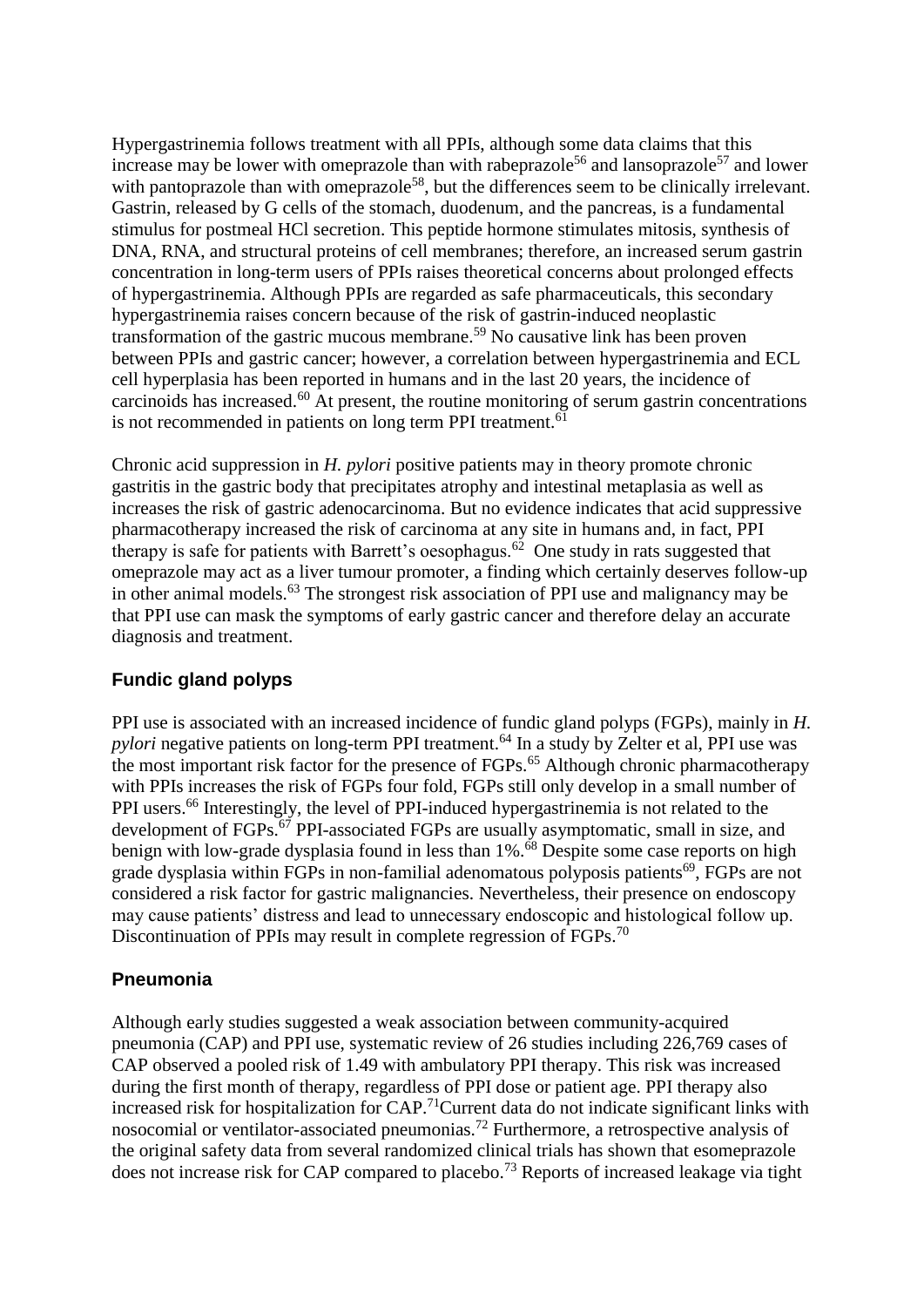Hypergastrinemia follows treatment with all PPIs, although some data claims that this increase may be lower with omeprazole than with rabeprazole[56] and lansoprazole[57] and lower with pantoprazole than with omeprazole[58], but the differences seem to be clinically irrelevant. Gastrin, released by G cells of the stomach, duodenum, and the pancreas, is a fundamental stimulus for postmeal HCl secretion. This peptide hormone stimulates mitosis, synthesis of DNA, RNA, and structural proteins of cell membranes; therefore, an increased serum gastrin concentration in long-term users of PPIs raises theoretical concerns about prolonged effects of hypergastrinemia. Although PPIs are regarded as safe pharmaceuticals, this secondary hypergastrinemia raises concern because of the risk of gastrin-induced neoplastic transformation of the gastric mucous membrane.[59] No causative link has been proven between PPIs and gastric cancer; however, a correlation between hypergastrinemia and ECL cell hyperplasia has been reported in humans and in the last 20 years, the incidence of carcinoids has increased.[60] At present, the routine monitoring of serum gastrin concentrations is not recommended in patients on long term PPI treatment.[61]

Chronic acid suppression in *H. pylori* positive patients may in theory promote chronic gastritis in the gastric body that precipitates atrophy and intestinal metaplasia as well as increases the risk of gastric adenocarcinoma. But no evidence indicates that acid suppressive pharmacotherapy increased the risk of carcinoma at any site in humans and, in fact, PPI therapy is safe for patients with Barrett's oesophagus.[62] One study in rats suggested that omeprazole may act as a liver tumour promoter, a finding which certainly deserves follow-up in other animal models.[63] The strongest risk association of PPI use and malignancy may be that PPI use can mask the symptoms of early gastric cancer and therefore delay an accurate diagnosis and treatment.

## Fundic gland polyps

PPI use is associated with an increased incidence of fundic gland polyps (FGPs), mainly in *H. pylori* negative patients on long-term PPI treatment.[64] In a study by Zelter et al, PPI use was the most important risk factor for the presence of FGPs.[65] Although chronic pharmacotherapy with PPIs increases the risk of FGPs four fold, FGPs still only develop in a small number of PPI users.[66] Interestingly, the level of PPI-induced hypergastrinemia is not related to the development of FGPs.[67] PPI-associated FGPs are usually asymptomatic, small in size, and benign with low-grade dysplasia found in less than 1%.[68] Despite some case reports on high grade dysplasia within FGPs in non-familial adenomatous polyposis patients[69], FGPs are not considered a risk factor for gastric malignancies. Nevertheless, their presence on endoscopy may cause patients' distress and lead to unnecessary endoscopic and histological follow up. Discontinuation of PPIs may result in complete regression of FGPs.[70]

## Pneumonia

Although early studies suggested a weak association between community-acquired pneumonia (CAP) and PPI use, systematic review of 26 studies including 226,769 cases of CAP observed a pooled risk of 1.49 with ambulatory PPI therapy. This risk was increased during the first month of therapy, regardless of PPI dose or patient age. PPI therapy also increased risk for hospitalization for CAP.[71]Current data do not indicate significant links with nosocomial or ventilator-associated pneumonias.[72] Furthermore, a retrospective analysis of the original safety data from several randomized clinical trials has shown that esomeprazole does not increase risk for CAP compared to placebo.[73] Reports of increased leakage via tight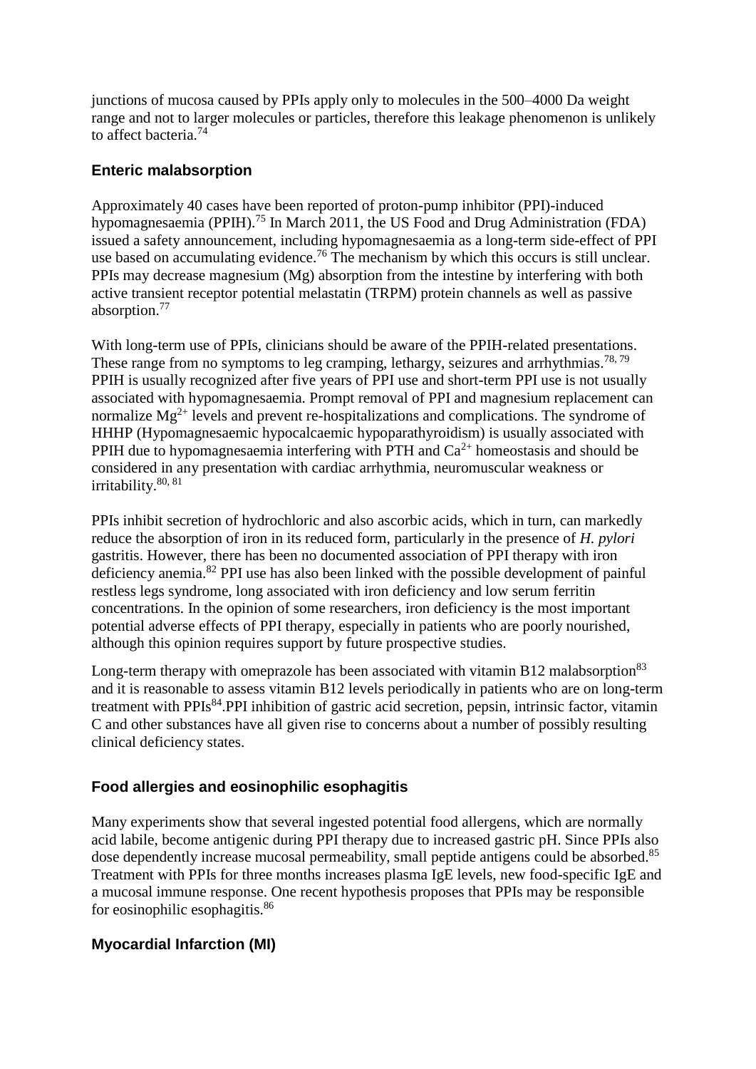junctions of mucosa caused by PPIs apply only to molecules in the 500–4000 Da weight range and not to larger molecules or particles, therefore this leakage phenomenon is unlikely to affect bacteria.[74]

## Enteric malabsorption

Approximately 40 cases have been reported of proton-pump inhibitor (PPI)-induced hypomagnesaemia (PPIH).[75] In March 2011, the US Food and Drug Administration (FDA) issued a safety announcement, including hypomagnesaemia as a long-term side-effect of PPI use based on accumulating evidence.[76] The mechanism by which this occurs is still unclear. PPIs may decrease magnesium (Mg) absorption from the intestine by interfering with both active transient receptor potential melastatin (TRPM) protein channels as well as passive absorption.[77]

With long-term use of PPIs, clinicians should be aware of the PPIH-related presentations. These range from no symptoms to leg cramping, lethargy, seizures and arrhythmias.[78, 79] PPIH is usually recognized after five years of PPI use and short-term PPI use is not usually associated with hypomagnesaemia. Prompt removal of PPI and magnesium replacement can normalize $Mg^{2+}$ levels and prevent re-hospitalizations and complications. The syndrome of HHHP (Hypomagnesaemic hypocalcaemic hypoparathyroidism) is usually associated with PPIH due to hypomagnesaemia interfering with PTH and $Ca^{2+}$ homeostasis and should be considered in any presentation with cardiac arrhythmia, neuromuscular weakness or irritability.[80, 81]

PPIs inhibit secretion of hydrochloric and also ascorbic acids, which in turn, can markedly reduce the absorption of iron in its reduced form, particularly in the presence of *H. pylori* gastritis. However, there has been no documented association of PPI therapy with iron deficiency anemia.[82] PPI use has also been linked with the possible development of painful restless legs syndrome, long associated with iron deficiency and low serum ferritin concentrations. In the opinion of some researchers, iron deficiency is the most important potential adverse effects of PPI therapy, especially in patients who are poorly nourished, although this opinion requires support by future prospective studies.

Long-term therapy with omeprazole has been associated with vitamin B12 malabsorption[83] and it is reasonable to assess vitamin B12 levels periodically in patients who are on long-term treatment with PPIs[84].PPI inhibition of gastric acid secretion, pepsin, intrinsic factor, vitamin C and other substances have all given rise to concerns about a number of possibly resulting clinical deficiency states.

## Food allergies and eosinophilic esophagitis

Many experiments show that several ingested potential food allergens, which are normally acid labile, become antigenic during PPI therapy due to increased gastric pH. Since PPIs also dose dependently increase mucosal permeability, small peptide antigens could be absorbed.[85] Treatment with PPIs for three months increases plasma IgE levels, new food-specific IgE and a mucosal immune response. One recent hypothesis proposes that PPIs may be responsible for eosinophilic esophagitis.[86]

## Myocardial Infarction (MI)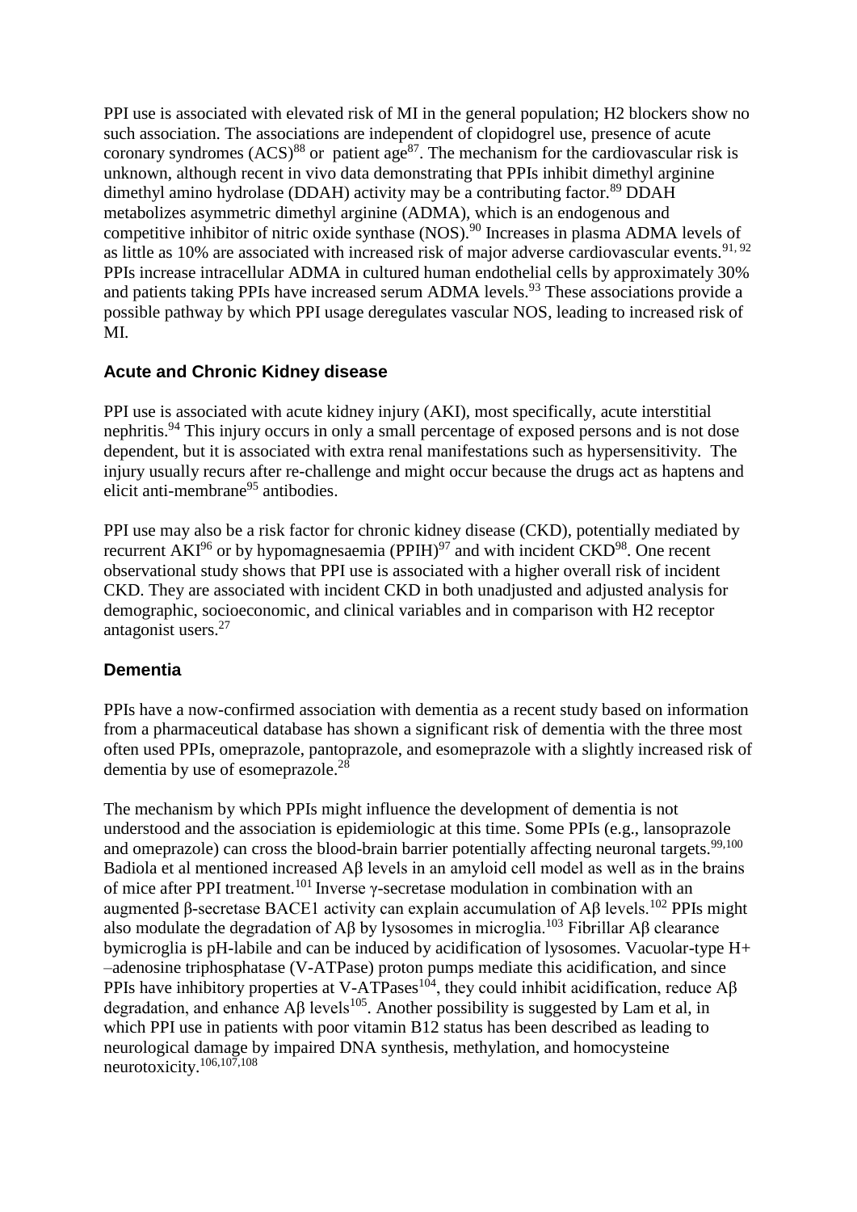PPI use is associated with elevated risk of MI in the general population; H2 blockers show no such association. The associations are independent of clopidogrel use, presence of acute coronary syndromes (ACS)[88] or patient age[87]. The mechanism for the cardiovascular risk is unknown, although recent in vivo data demonstrating that PPIs inhibit dimethyl arginine dimethyl amino hydrolase (DDAH) activity may be a contributing factor.[89] DDAH metabolizes asymmetric dimethyl arginine (ADMA), which is an endogenous and competitive inhibitor of nitric oxide synthase (NOS).[90] Increases in plasma ADMA levels of as little as 10% are associated with increased risk of major adverse cardiovascular events.[91, 92] PPIs increase intracellular ADMA in cultured human endothelial cells by approximately 30% and patients taking PPIs have increased serum ADMA levels.[93] These associations provide a possible pathway by which PPI usage deregulates vascular NOS, leading to increased risk of MI.

## Acute and Chronic Kidney disease

PPI use is associated with acute kidney injury (AKI), most specifically, acute interstitial nephritis.[94] This injury occurs in only a small percentage of exposed persons and is not dose dependent, but it is associated with extra renal manifestations such as hypersensitivity. The injury usually recurs after re-challenge and might occur because the drugs act as haptens and elicit anti-membrane[95] antibodies.

PPI use may also be a risk factor for chronic kidney disease (CKD), potentially mediated by recurrent AKI[96] or by hypomagnesaemia (PPIH)[97] and with incident CKD[98]. One recent observational study shows that PPI use is associated with a higher overall risk of incident CKD. They are associated with incident CKD in both unadjusted and adjusted analysis for demographic, socioeconomic, and clinical variables and in comparison with H2 receptor antagonist users.[27]

## Dementia

PPIs have a now-confirmed association with dementia as a recent study based on information from a pharmaceutical database has shown a significant risk of dementia with the three most often used PPIs, omeprazole, pantoprazole, and esomeprazole with a slightly increased risk of dementia by use of esomeprazole.[28]

The mechanism by which PPIs might influence the development of dementia is not understood and the association is epidemiologic at this time. Some PPIs (e.g., lansoprazole and omeprazole) can cross the blood-brain barrier potentially affecting neuronal targets.[99,100] Badiola et al mentioned increased Aβ levels in an amyloid cell model as well as in the brains of mice after PPI treatment.[101] Inverse γ-secretase modulation in combination with an augmented β-secretase BACE1 activity can explain accumulation of Aβ levels.[102] PPIs might also modulate the degradation of Aβ by lysosomes in microglia.[103] Fibrillar Aβ clearance bymicroglia is pH-labile and can be induced by acidification of lysosomes. Vacuolar-type H+ –adenosine triphosphatase (V-ATPase) proton pumps mediate this acidification, and since PPIs have inhibitory properties at V-ATPases[104], they could inhibit acidification, reduce Aβ degradation, and enhance Aβ levels[105]. Another possibility is suggested by Lam et al, in which PPI use in patients with poor vitamin B12 status has been described as leading to neurological damage by impaired DNA synthesis, methylation, and homocysteine neurotoxicity.[106,107,108]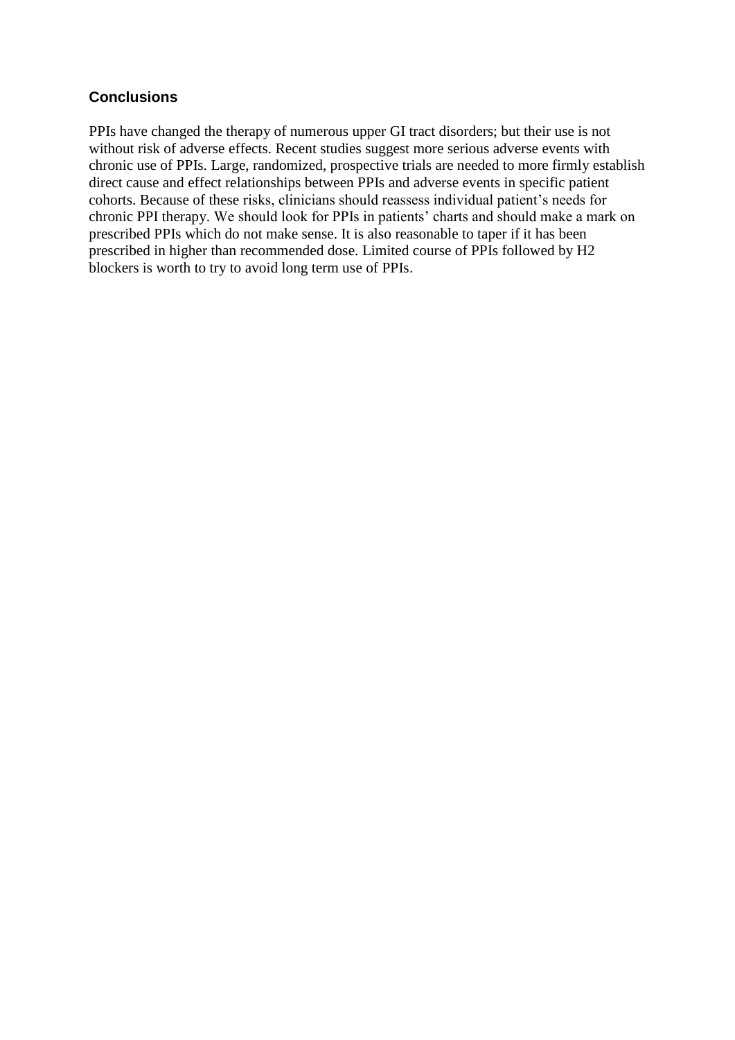## Conclusions

PPIs have changed the therapy of numerous upper GI tract disorders; but their use is not without risk of adverse effects. Recent studies suggest more serious adverse events with chronic use of PPIs. Large, randomized, prospective trials are needed to more firmly establish direct cause and effect relationships between PPIs and adverse events in specific patient cohorts. Because of these risks, clinicians should reassess individual patient's needs for chronic PPI therapy. We should look for PPIs in patients' charts and should make a mark on prescribed PPIs which do not make sense. It is also reasonable to taper if it has been prescribed in higher than recommended dose. Limited course of PPIs followed by H2 blockers is worth to try to avoid long term use of PPIs.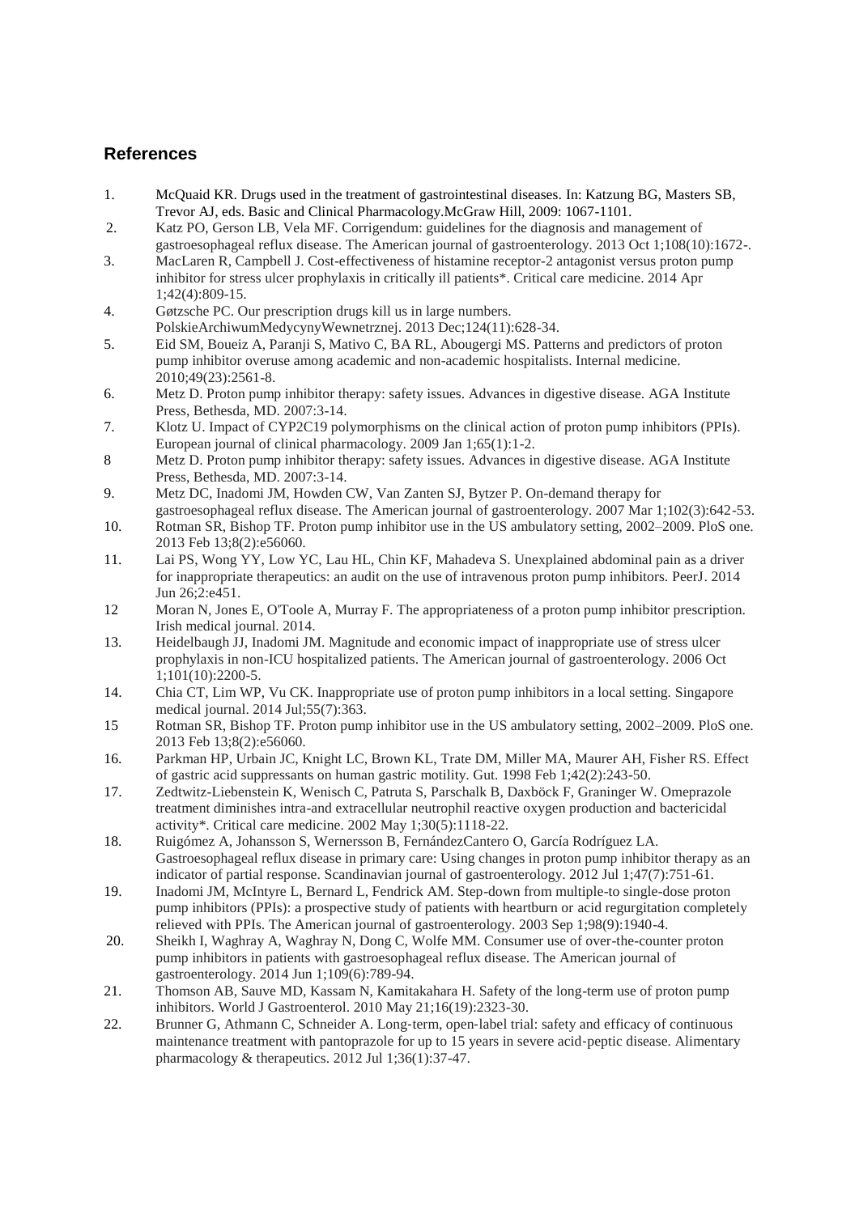## References

1. McQuaid KR. Drugs used in the treatment of gastrointestinal diseases. In: Katzung BG, Masters SB, Trevor AJ, eds. Basic and Clinical Pharmacology.McGraw Hill, 2009: 1067-1101.
2. Katz PO, Gerson LB, Vela MF. Corrigendum: guidelines for the diagnosis and management of gastroesophageal reflux disease. The American journal of gastroenterology. 2013 Oct 1;108(10):1672-.
3. MacLaren R, Campbell J. Cost-effectiveness of histamine receptor-2 antagonist versus proton pump inhibitor for stress ulcer prophylaxis in critically ill patients*. Critical care medicine. 2014 Apr 1;42(4):809-15.
4. Gøtzsche PC. Our prescription drugs kill us in large numbers. PolskieArchiwumMedycynyWewnetrznej. 2013 Dec;124(11):628-34.
5. Eid SM, Boueiz A, Paranji S, Mativo C, BA RL, Abougergi MS. Patterns and predictors of proton pump inhibitor overuse among academic and non-academic hospitalists. Internal medicine. 2010;49(23):2561-8.
6. Metz D. Proton pump inhibitor therapy: safety issues. Advances in digestive disease. AGA Institute Press, Bethesda, MD. 2007:3-14.
7. Klotz U. Impact of CYP2C19 polymorphisms on the clinical action of proton pump inhibitors (PPIs). European journal of clinical pharmacology. 2009 Jan 1;65(1):1-2.
8. Metz D. Proton pump inhibitor therapy: safety issues. Advances in digestive disease. AGA Institute Press, Bethesda, MD. 2007:3-14.
9. Metz DC, Inadomi JM, Howden CW, Van Zanten SJ, Bytzer P. On-demand therapy for gastroesophageal reflux disease. The American journal of gastroenterology. 2007 Mar 1;102(3):642-53.
10. Rotman SR, Bishop TF. Proton pump inhibitor use in the US ambulatory setting, 2002–2009. PloS one. 2013 Feb 13;8(2):e56060.
11. Lai PS, Wong YY, Low YC, Lau HL, Chin KF, Mahadeva S. Unexplained abdominal pain as a driver for inappropriate therapeutics: an audit on the use of intravenous proton pump inhibitors. PeerJ. 2014 Jun 26;2:e451.
12. Moran N, Jones E, O'Toole A, Murray F. The appropriateness of a proton pump inhibitor prescription. Irish medical journal. 2014.
13. Heidelbaugh JJ, Inadomi JM. Magnitude and economic impact of inappropriate use of stress ulcer prophylaxis in non-ICU hospitalized patients. The American journal of gastroenterology. 2006 Oct 1;101(10):2200-5.
14. Chia CT, Lim WP, Vu CK. Inappropriate use of proton pump inhibitors in a local setting. Singapore medical journal. 2014 Jul;55(7):363.
15. Rotman SR, Bishop TF. Proton pump inhibitor use in the US ambulatory setting, 2002–2009. PloS one. 2013 Feb 13;8(2):e56060.
16. Parkman HP, Urbain JC, Knight LC, Brown KL, Trate DM, Miller MA, Maurer AH, Fisher RS. Effect of gastric acid suppressants on human gastric motility. Gut. 1998 Feb 1;42(2):243-50.
17. Zedtwitz-Liebenstein K, Wenisch C, Patruta S, Parschalk B, Daxböck F, Graninger W. Omeprazole treatment diminishes intra-and extracellular neutrophil reactive oxygen production and bactericidal activity*. Critical care medicine. 2002 May 1;30(5):1118-22.
18. Ruigómez A, Johansson S, Wernersson B, FernándezCantero O, García Rodríguez LA. Gastroesophageal reflux disease in primary care: Using changes in proton pump inhibitor therapy as an indicator of partial response. Scandinavian journal of gastroenterology. 2012 Jul 1;47(7):751-61.
19. Inadomi JM, McIntyre L, Bernard L, Fendrick AM. Step-down from multiple-to single-dose proton pump inhibitors (PPIs): a prospective study of patients with heartburn or acid regurgitation completely relieved with PPIs. The American journal of gastroenterology. 2003 Sep 1;98(9):1940-4.
20. Sheikh I, Waghray A, Waghray N, Dong C, Wolfe MM. Consumer use of over-the-counter proton pump inhibitors in patients with gastroesophageal reflux disease. The American journal of gastroenterology. 2014 Jun 1;109(6):789-94.
21. Thomson AB, Sauve MD, Kassam N, Kamitakahara H. Safety of the long-term use of proton pump inhibitors. World J Gastroenterol. 2010 May 21;16(19):2323-30.
22. Brunner G, Athmann C, Schneider A. Long-term, open-label trial: safety and efficacy of continuous maintenance treatment with pantoprazole for up to 15 years in severe acid-peptic disease. Alimentary pharmacology & therapeutics. 2012 Jul 1;36(1):37-47.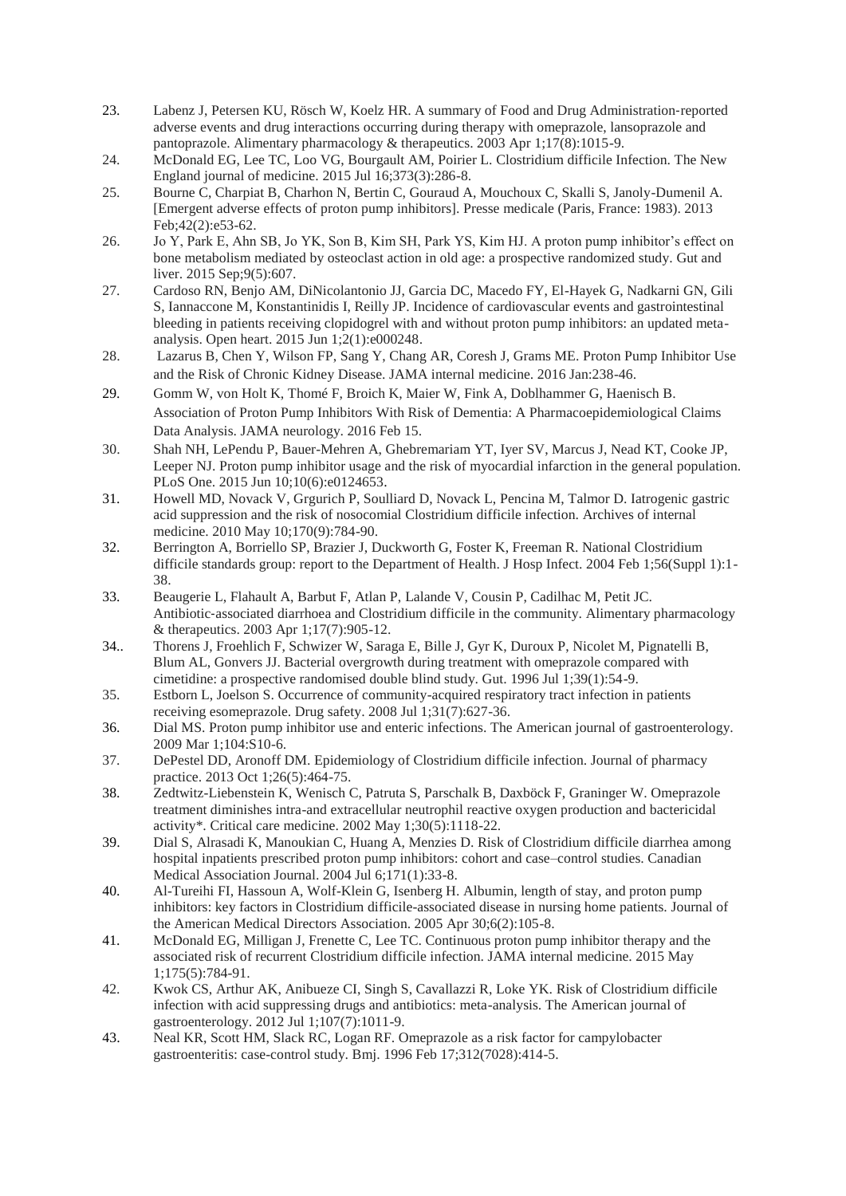23. Labenz J, Petersen KU, Rösch W, Koelz HR. A summary of Food and Drug Administration-reported adverse events and drug interactions occurring during therapy with omeprazole, lansoprazole and pantoprazole. Alimentary pharmacology & therapeutics. 2003 Apr 1;17(8):1015-9.
24. McDonald EG, Lee TC, Loo VG, Bourgault AM, Poirier L. Clostridium difficile Infection. The New England journal of medicine. 2015 Jul 16;373(3):286-8.
25. Bourne C, Charpiat B, Charhon N, Bertin C, Gouraud A, Mouchoux C, Skalli S, Janoly-Dumenil A. [Emergent adverse effects of proton pump inhibitors]. Presse medicale (Paris, France: 1983). 2013 Feb;42(2):e53-62.
26. Jo Y, Park E, Ahn SB, Jo YK, Son B, Kim SH, Park YS, Kim HJ. A proton pump inhibitor's effect on bone metabolism mediated by osteoclast action in old age: a prospective randomized study. Gut and liver. 2015 Sep;9(5):607.
27. Cardoso RN, Benjo AM, DiNicolantonio JJ, Garcia DC, Macedo FY, El-Hayek G, Nadkarni GN, Gili S, Iannaccone M, Konstantinidis I, Reilly JP. Incidence of cardiovascular events and gastrointestinal bleeding in patients receiving clopidogrel with and without proton pump inhibitors: an updated meta-analysis. Open heart. 2015 Jun 1;2(1):e000248.
28. Lazarus B, Chen Y, Wilson FP, Sang Y, Chang AR, Coresh J, Grams ME. Proton Pump Inhibitor Use and the Risk of Chronic Kidney Disease. JAMA internal medicine. 2016 Jan:238-46.
29. Gomm W, von Holt K, Thomé F, Broich K, Maier W, Fink A, Doblhammer G, Haenisch B. Association of Proton Pump Inhibitors With Risk of Dementia: A Pharmacoepidemiological Claims Data Analysis. JAMA neurology. 2016 Feb 15.
30. Shah NH, LePendu P, Bauer-Mehren A, Ghebremariam YT, Iyer SV, Marcus J, Nead KT, Cooke JP, Leeper NJ. Proton pump inhibitor usage and the risk of myocardial infarction in the general population. PLoS One. 2015 Jun 10;10(6):e0124653.
31. Howell MD, Novack V, Grgurich P, Soulliard D, Novack L, Pencina M, Talmor D. Iatrogenic gastric acid suppression and the risk of nosocomial Clostridium difficile infection. Archives of internal medicine. 2010 May 10;170(9):784-90.
32. Berrington A, Borriello SP, Brazier J, Duckworth G, Foster K, Freeman R. National Clostridium difficile standards group: report to the Department of Health. J Hosp Infect. 2004 Feb 1;56(Suppl 1):1-38.
33. Beaugerie L, Flahault A, Barbut F, Atlan P, Lalande V, Cousin P, Cadilhac M, Petit JC. Antibiotic-associated diarrhoea and Clostridium difficile in the community. Alimentary pharmacology & therapeutics. 2003 Apr 1;17(7):905-12.
34.. Thorens J, Froehlich F, Schwizer W, Saraga E, Bille J, Gyr K, Duroux P, Nicolet M, Pignatelli B, Blum AL, Gonvers JJ. Bacterial overgrowth during treatment with omeprazole compared with cimetidine: a prospective randomised double blind study. Gut. 1996 Jul 1;39(1):54-9.
35. Estborn L, Joelson S. Occurrence of community-acquired respiratory tract infection in patients receiving esomeprazole. Drug safety. 2008 Jul 1;31(7):627-36.
36. Dial MS. Proton pump inhibitor use and enteric infections. The American journal of gastroenterology. 2009 Mar 1;104:S10-6.
37. DePestel DD, Aronoff DM. Epidemiology of Clostridium difficile infection. Journal of pharmacy practice. 2013 Oct 1;26(5):464-75.
38. Zedtwitz-Liebenstein K, Wenisch C, Patruta S, Parschalk B, Daxböck F, Graninger W. Omeprazole treatment diminishes intra-and extracellular neutrophil reactive oxygen production and bactericidal activity*. Critical care medicine. 2002 May 1;30(5):1118-22.
39. Dial S, Alrasadi K, Manoukian C, Huang A, Menzies D. Risk of Clostridium difficile diarrhea among hospital inpatients prescribed proton pump inhibitors: cohort and case–control studies. Canadian Medical Association Journal. 2004 Jul 6;171(1):33-8.
40. Al-Tureihi FI, Hassoun A, Wolf-Klein G, Isenberg H. Albumin, length of stay, and proton pump inhibitors: key factors in Clostridium difficile-associated disease in nursing home patients. Journal of the American Medical Directors Association. 2005 Apr 30;6(2):105-8.
41. McDonald EG, Milligan J, Frenette C, Lee TC. Continuous proton pump inhibitor therapy and the associated risk of recurrent Clostridium difficile infection. JAMA internal medicine. 2015 May 1;175(5):784-91.
42. Kwok CS, Arthur AK, Anibueze CI, Singh S, Cavallazzi R, Loke YK. Risk of Clostridium difficile infection with acid suppressing drugs and antibiotics: meta-analysis. The American journal of gastroenterology. 2012 Jul 1;107(7):1011-9.
43. Neal KR, Scott HM, Slack RC, Logan RF. Omeprazole as a risk factor for campylobacter gastroenteritis: case-control study. Bmj. 1996 Feb 17;312(7028):414-5.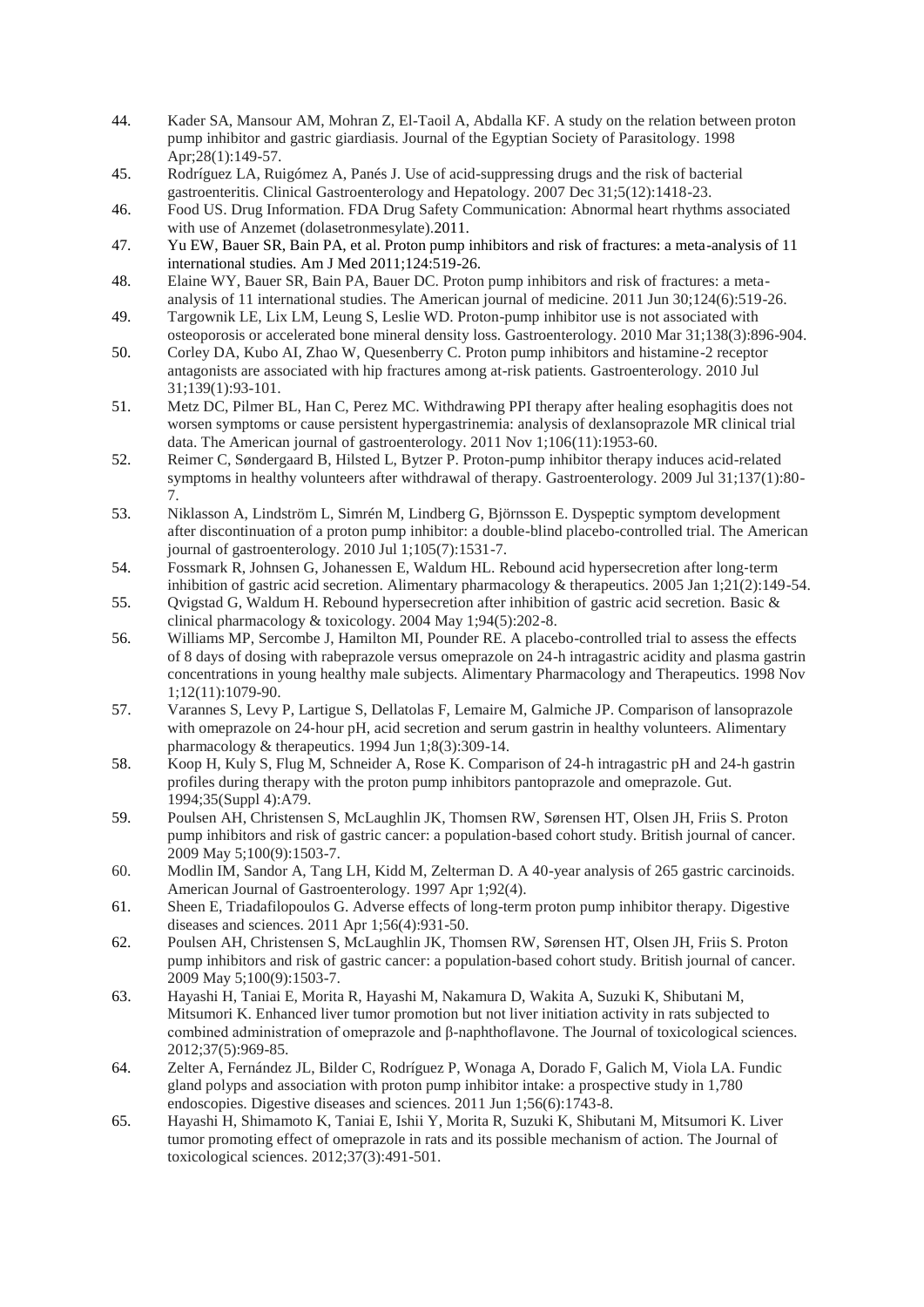44. Kader SA, Mansour AM, Mohran Z, El-Taoil A, Abdalla KF. A study on the relation between proton pump inhibitor and gastric giardiasis. Journal of the Egyptian Society of Parasitology. 1998 Apr;28(1):149-57.
45. Rodríguez LA, Ruigómez A, Panés J. Use of acid-suppressing drugs and the risk of bacterial gastroenteritis. Clinical Gastroenterology and Hepatology. 2007 Dec 31;5(12):1418-23.
46. Food US. Drug Information. FDA Drug Safety Communication: Abnormal heart rhythms associated with use of Anzemet (dolasetronmesylate).2011.
47. Yu EW, Bauer SR, Bain PA, et al. Proton pump inhibitors and risk of fractures: a meta-analysis of 11 international studies. Am J Med 2011;124:519-26.
48. Elaine WY, Bauer SR, Bain PA, Bauer DC. Proton pump inhibitors and risk of fractures: a meta-analysis of 11 international studies. The American journal of medicine. 2011 Jun 30;124(6):519-26.
49. Targownik LE, Lix LM, Leung S, Leslie WD. Proton-pump inhibitor use is not associated with osteoporosis or accelerated bone mineral density loss. Gastroenterology. 2010 Mar 31;138(3):896-904.
50. Corley DA, Kubo AI, Zhao W, Quesenberry C. Proton pump inhibitors and histamine-2 receptor antagonists are associated with hip fractures among at-risk patients. Gastroenterology. 2010 Jul 31;139(1):93-101.
51. Metz DC, Pilmer BL, Han C, Perez MC. Withdrawing PPI therapy after healing esophagitis does not worsen symptoms or cause persistent hypergastrinemia: analysis of dexlansoprazole MR clinical trial data. The American journal of gastroenterology. 2011 Nov 1;106(11):1953-60.
52. Reimer C, Søndergaard B, Hilsted L, Bytzer P. Proton-pump inhibitor therapy induces acid-related symptoms in healthy volunteers after withdrawal of therapy. Gastroenterology. 2009 Jul 31;137(1):80-7.
53. Niklasson A, Lindström L, Simrén M, Lindberg G, Björnsson E. Dyspeptic symptom development after discontinuation of a proton pump inhibitor: a double-blind placebo-controlled trial. The American journal of gastroenterology. 2010 Jul 1;105(7):1531-7.
54. Fossmark R, Johnsen G, Johanessen E, Waldum HL. Rebound acid hypersecretion after long-term inhibition of gastric acid secretion. Alimentary pharmacology & therapeutics. 2005 Jan 1;21(2):149-54.
55. Qvigstad G, Waldum H. Rebound hypersecretion after inhibition of gastric acid secretion. Basic & clinical pharmacology & toxicology. 2004 May 1;94(5):202-8.
56. Williams MP, Sercombe J, Hamilton MI, Pounder RE. A placebo-controlled trial to assess the effects of 8 days of dosing with rabeprazole versus omeprazole on 24-h intragastric acidity and plasma gastrin concentrations in young healthy male subjects. Alimentary Pharmacology and Therapeutics. 1998 Nov 1;12(11):1079-90.
57. Varannes S, Levy P, Lartigue S, Dellatolas F, Lemaire M, Galmiche JP. Comparison of lansoprazole with omeprazole on 24-hour pH, acid secretion and serum gastrin in healthy volunteers. Alimentary pharmacology & therapeutics. 1994 Jun 1;8(3):309-14.
58. Koop H, Kuly S, Flug M, Schneider A, Rose K. Comparison of 24-h intragastric pH and 24-h gastrin profiles during therapy with the proton pump inhibitors pantoprazole and omeprazole. Gut. 1994;35(Suppl 4):A79.
59. Poulsen AH, Christensen S, McLaughlin JK, Thomsen RW, Sørensen HT, Olsen JH, Friis S. Proton pump inhibitors and risk of gastric cancer: a population-based cohort study. British journal of cancer. 2009 May 5;100(9):1503-7.
60. Modlin IM, Sandor A, Tang LH, Kidd M, Zelterman D. A 40-year analysis of 265 gastric carcinoids. American Journal of Gastroenterology. 1997 Apr 1;92(4).
61. Sheen E, Triadafilopoulos G. Adverse effects of long-term proton pump inhibitor therapy. Digestive diseases and sciences. 2011 Apr 1;56(4):931-50.
62. Poulsen AH, Christensen S, McLaughlin JK, Thomsen RW, Sørensen HT, Olsen JH, Friis S. Proton pump inhibitors and risk of gastric cancer: a population-based cohort study. British journal of cancer. 2009 May 5;100(9):1503-7.
63. Hayashi H, Taniai E, Morita R, Hayashi M, Nakamura D, Wakita A, Suzuki K, Shibutani M, Mitsumori K. Enhanced liver tumor promotion but not liver initiation activity in rats subjected to combined administration of omeprazole and β-naphthoflavone. The Journal of toxicological sciences. 2012;37(5):969-85.
64. Zelter A, Fernández JL, Bilder C, Rodríguez P, Wonaga A, Dorado F, Galich M, Viola LA. Fundic gland polyps and association with proton pump inhibitor intake: a prospective study in 1,780 endoscopies. Digestive diseases and sciences. 2011 Jun 1;56(6):1743-8.
65. Hayashi H, Shimamoto K, Taniai E, Ishii Y, Morita R, Suzuki K, Shibutani M, Mitsumori K. Liver tumor promoting effect of omeprazole in rats and its possible mechanism of action. The Journal of toxicological sciences. 2012;37(3):491-501.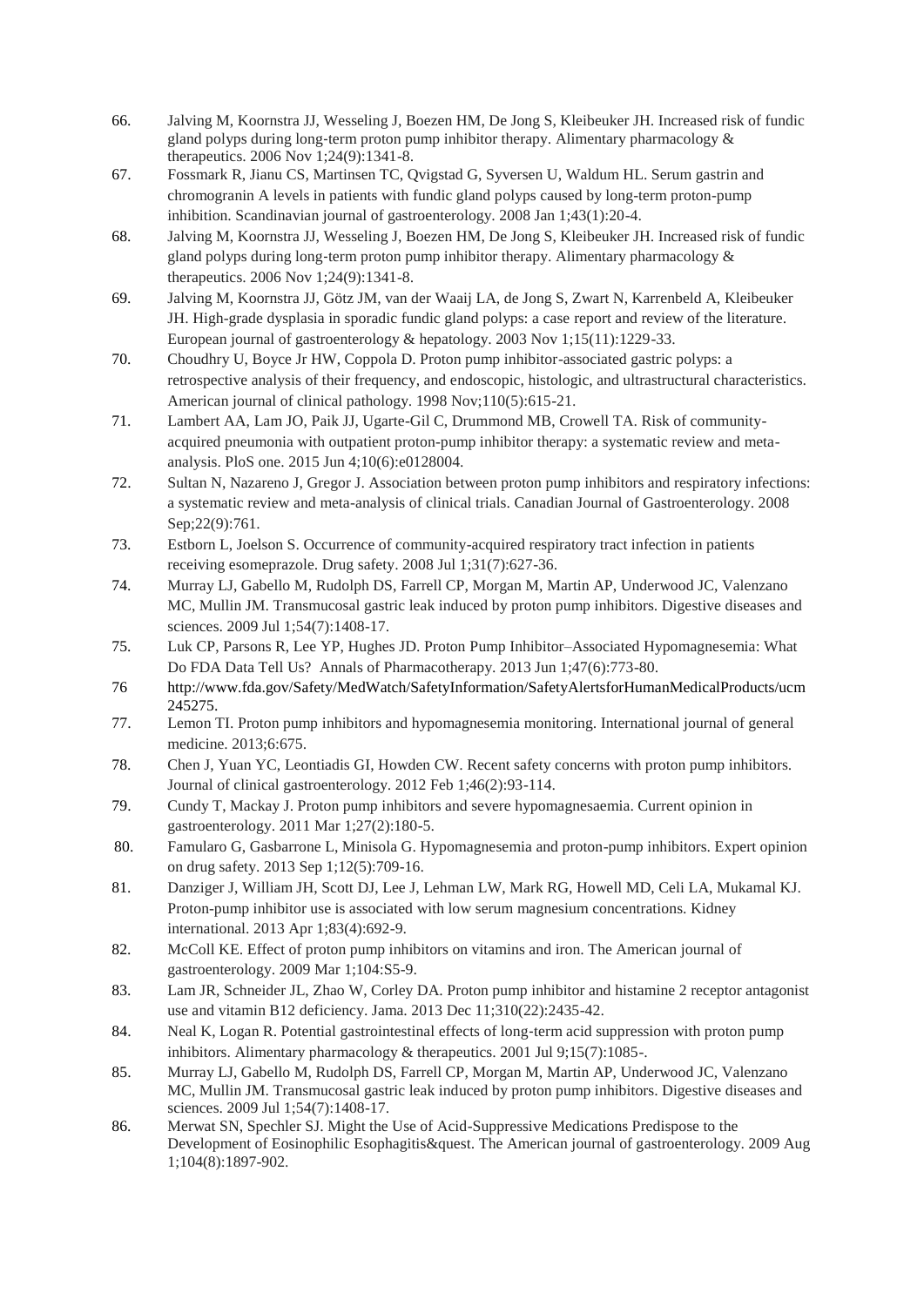66. Jalving M, Koornstra JJ, Wesseling J, Boezen HM, De Jong S, Kleibeuker JH. Increased risk of fundic gland polyps during long-term proton pump inhibitor therapy. Alimentary pharmacology & therapeutics. 2006 Nov 1;24(9):1341-8.
67. Fossmark R, Jianu CS, Martinsen TC, Qvigstad G, Syversen U, Waldum HL. Serum gastrin and chromogranin A levels in patients with fundic gland polyps caused by long-term proton-pump inhibition. Scandinavian journal of gastroenterology. 2008 Jan 1;43(1):20-4.
68. Jalving M, Koornstra JJ, Wesseling J, Boezen HM, De Jong S, Kleibeuker JH. Increased risk of fundic gland polyps during long-term proton pump inhibitor therapy. Alimentary pharmacology & therapeutics. 2006 Nov 1;24(9):1341-8.
69. Jalving M, Koornstra JJ, Götz JM, van der Waaij LA, de Jong S, Zwart N, Karrenbeld A, Kleibeuker JH. High-grade dysplasia in sporadic fundic gland polyps: a case report and review of the literature. European journal of gastroenterology & hepatology. 2003 Nov 1;15(11):1229-33.
70. Choudhry U, Boyce Jr HW, Coppola D. Proton pump inhibitor-associated gastric polyps: a retrospective analysis of their frequency, and endoscopic, histologic, and ultrastructural characteristics. American journal of clinical pathology. 1998 Nov;110(5):615-21.
71. Lambert AA, Lam JO, Paik JJ, Ugarte-Gil C, Drummond MB, Crowell TA. Risk of community-acquired pneumonia with outpatient proton-pump inhibitor therapy: a systematic review and meta-analysis. PloS one. 2015 Jun 4;10(6):e0128004.
72. Sultan N, Nazareno J, Gregor J. Association between proton pump inhibitors and respiratory infections: a systematic review and meta-analysis of clinical trials. Canadian Journal of Gastroenterology. 2008 Sep;22(9):761.
73. Estborn L, Joelson S. Occurrence of community-acquired respiratory tract infection in patients receiving esomeprazole. Drug safety. 2008 Jul 1;31(7):627-36.
74. Murray LJ, Gabello M, Rudolph DS, Farrell CP, Morgan M, Martin AP, Underwood JC, Valenzano MC, Mullin JM. Transmucosal gastric leak induced by proton pump inhibitors. Digestive diseases and sciences. 2009 Jul 1;54(7):1408-17.
75. Luk CP, Parsons R, Lee YP, Hughes JD. Proton Pump Inhibitor–Associated Hypomagnesemia: What Do FDA Data Tell Us? Annals of Pharmacotherapy. 2013 Jun 1;47(6):773-80.
76. http://www.fda.gov/Safety/MedWatch/SafetyInformation/SafetyAlertsforHumanMedicalProducts/ucm245275.
77. Lemon TI. Proton pump inhibitors and hypomagnesemia monitoring. International journal of general medicine. 2013;6:675.
78. Chen J, Yuan YC, Leontiadis GI, Howden CW. Recent safety concerns with proton pump inhibitors. Journal of clinical gastroenterology. 2012 Feb 1;46(2):93-114.
79. Cundy T, Mackay J. Proton pump inhibitors and severe hypomagnesaemia. Current opinion in gastroenterology. 2011 Mar 1;27(2):180-5.
80. Famularo G, Gasbarrone L, Minisola G. Hypomagnesemia and proton-pump inhibitors. Expert opinion on drug safety. 2013 Sep 1;12(5):709-16.
81. Danziger J, William JH, Scott DJ, Lee J, Lehman LW, Mark RG, Howell MD, Celi LA, Mukamal KJ. Proton-pump inhibitor use is associated with low serum magnesium concentrations. Kidney international. 2013 Apr 1;83(4):692-9.
82. McColl KE. Effect of proton pump inhibitors on vitamins and iron. The American journal of gastroenterology. 2009 Mar 1;104:S5-9.
83. Lam JR, Schneider JL, Zhao W, Corley DA. Proton pump inhibitor and histamine 2 receptor antagonist use and vitamin B12 deficiency. Jama. 2013 Dec 11;310(22):2435-42.
84. Neal K, Logan R. Potential gastrointestinal effects of long-term acid suppression with proton pump inhibitors. Alimentary pharmacology & therapeutics. 2001 Jul 9;15(7):1085-.
85. Murray LJ, Gabello M, Rudolph DS, Farrell CP, Morgan M, Martin AP, Underwood JC, Valenzano MC, Mullin JM. Transmucosal gastric leak induced by proton pump inhibitors. Digestive diseases and sciences. 2009 Jul 1;54(7):1408-17.
86. Merwat SN, Spechler SJ. Might the Use of Acid-Suppressive Medications Predispose to the Development of Eosinophilic Esophagitis&quest. The American journal of gastroenterology. 2009 Aug 1;104(8):1897-902.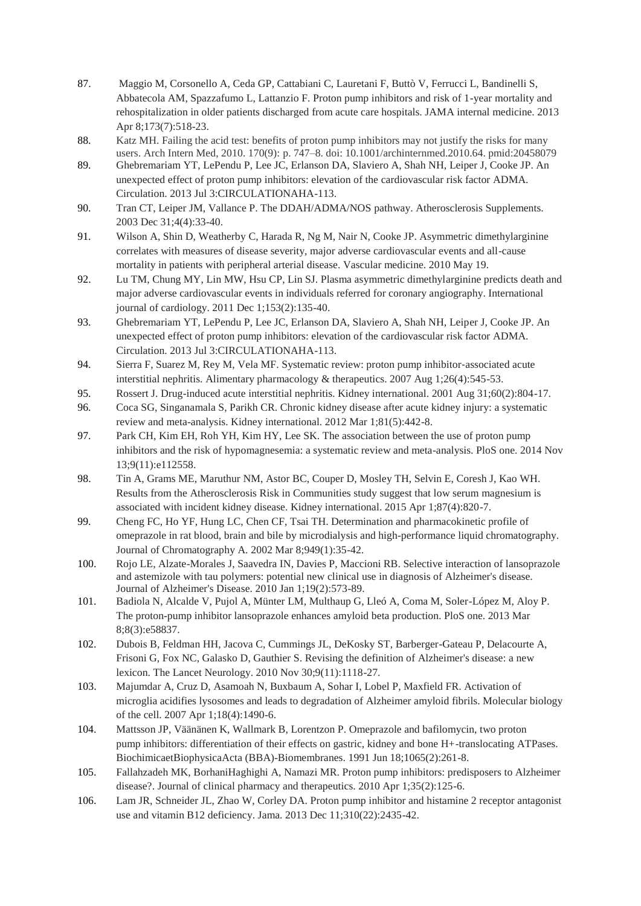87. Maggio M, Corsonello A, Ceda GP, Cattabiani C, Lauretani F, Buttò V, Ferrucci L, Bandinelli S, Abbatecola AM, Spazzafumo L, Lattanzio F. Proton pump inhibitors and risk of 1-year mortality and rehospitalization in older patients discharged from acute care hospitals. JAMA internal medicine. 2013 Apr 8;173(7):518-23.
88. Katz MH. Failing the acid test: benefits of proton pump inhibitors may not justify the risks for many users. Arch Intern Med, 2010. 170(9): p. 747–8. doi: 10.1001/archinternmed.2010.64. pmid:20458079
89. Ghebremariam YT, LePendu P, Lee JC, Erlanson DA, Slaviero A, Shah NH, Leiper J, Cooke JP. An unexpected effect of proton pump inhibitors: elevation of the cardiovascular risk factor ADMA. Circulation. 2013 Jul 3:CIRCULATIONAHA-113.
90. Tran CT, Leiper JM, Vallance P. The DDAH/ADMA/NOS pathway. Atherosclerosis Supplements. 2003 Dec 31;4(4):33-40.
91. Wilson A, Shin D, Weatherby C, Harada R, Ng M, Nair N, Cooke JP. Asymmetric dimethylarginine correlates with measures of disease severity, major adverse cardiovascular events and all-cause mortality in patients with peripheral arterial disease. Vascular medicine. 2010 May 19.
92. Lu TM, Chung MY, Lin MW, Hsu CP, Lin SJ. Plasma asymmetric dimethylarginine predicts death and major adverse cardiovascular events in individuals referred for coronary angiography. International journal of cardiology. 2011 Dec 1;153(2):135-40.
93. Ghebremariam YT, LePendu P, Lee JC, Erlanson DA, Slaviero A, Shah NH, Leiper J, Cooke JP. An unexpected effect of proton pump inhibitors: elevation of the cardiovascular risk factor ADMA. Circulation. 2013 Jul 3:CIRCULATIONAHA-113.
94. Sierra F, Suarez M, Rey M, Vela MF. Systematic review: proton pump inhibitor-associated acute interstitial nephritis. Alimentary pharmacology & therapeutics. 2007 Aug 1;26(4):545-53.
95. Rossert J. Drug-induced acute interstitial nephritis. Kidney international. 2001 Aug 31;60(2):804-17.
96. Coca SG, Singanamala S, Parikh CR. Chronic kidney disease after acute kidney injury: a systematic review and meta-analysis. Kidney international. 2012 Mar 1;81(5):442-8.
97. Park CH, Kim EH, Roh YH, Kim HY, Lee SK. The association between the use of proton pump inhibitors and the risk of hypomagnesemia: a systematic review and meta-analysis. PloS one. 2014 Nov 13;9(11):e112558.
98. Tin A, Grams ME, Maruthur NM, Astor BC, Couper D, Mosley TH, Selvin E, Coresh J, Kao WH. Results from the Atherosclerosis Risk in Communities study suggest that low serum magnesium is associated with incident kidney disease. Kidney international. 2015 Apr 1;87(4):820-7.
99. Cheng FC, Ho YF, Hung LC, Chen CF, Tsai TH. Determination and pharmacokinetic profile of omeprazole in rat blood, brain and bile by microdialysis and high-performance liquid chromatography. Journal of Chromatography A. 2002 Mar 8;949(1):35-42.
100. Rojo LE, Alzate-Morales J, Saavedra IN, Davies P, Maccioni RB. Selective interaction of lansoprazole and astemizole with tau polymers: potential new clinical use in diagnosis of Alzheimer's disease. Journal of Alzheimer's Disease. 2010 Jan 1;19(2):573-89.
101. Badiola N, Alcalde V, Pujol A, Münter LM, Multhaup G, Lleó A, Coma M, Soler-López M, Aloy P. The proton-pump inhibitor lansoprazole enhances amyloid beta production. PloS one. 2013 Mar 8;8(3):e58837.
102. Dubois B, Feldman HH, Jacova C, Cummings JL, DeKosky ST, Barberger-Gateau P, Delacourte A, Frisoni G, Fox NC, Galasko D, Gauthier S. Revising the definition of Alzheimer's disease: a new lexicon. The Lancet Neurology. 2010 Nov 30;9(11):1118-27.
103. Majumdar A, Cruz D, Asamoah N, Buxbaum A, Sohar I, Lobel P, Maxfield FR. Activation of microglia acidifies lysosomes and leads to degradation of Alzheimer amyloid fibrils. Molecular biology of the cell. 2007 Apr 1;18(4):1490-6.
104. Mattsson JP, Väänänen K, Wallmark B, Lorentzon P. Omeprazole and bafilomycin, two proton pump inhibitors: differentiation of their effects on gastric, kidney and bone H+-translocating ATPases. BiochimicaetBiophysicaActa (BBA)-Biomembranes. 1991 Jun 18;1065(2):261-8.
105. Fallahzadeh MK, BorhaniHaghighi A, Namazi MR. Proton pump inhibitors: predisposers to Alzheimer disease?. Journal of clinical pharmacy and therapeutics. 2010 Apr 1;35(2):125-6.
106. Lam JR, Schneider JL, Zhao W, Corley DA. Proton pump inhibitor and histamine 2 receptor antagonist use and vitamin B12 deficiency. Jama. 2013 Dec 11;310(22):2435-42.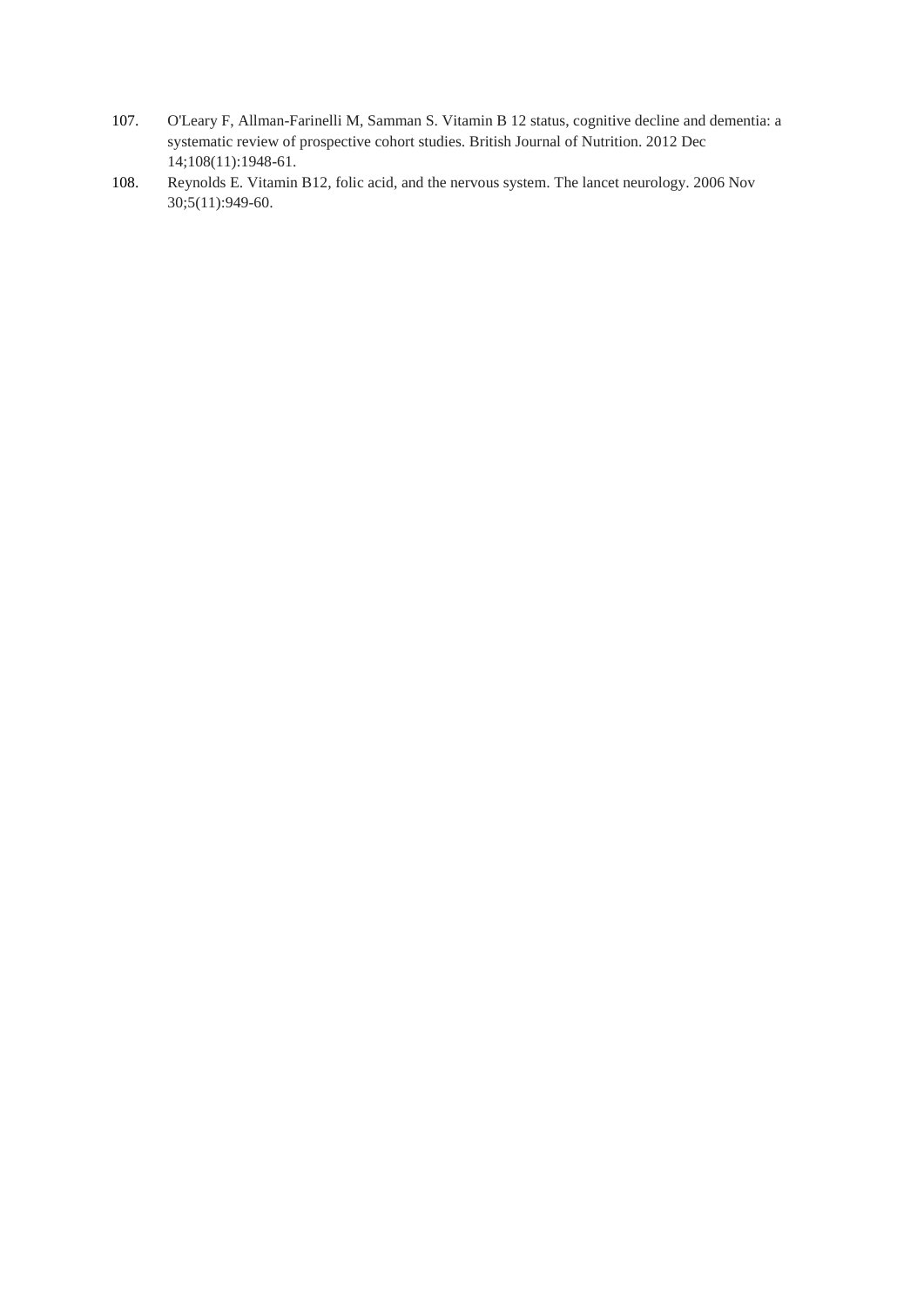107. O'Leary F, Allman-Farinelli M, Samman S. Vitamin B 12 status, cognitive decline and dementia: a systematic review of prospective cohort studies. British Journal of Nutrition. 2012 Dec 14;108(11):1948-61.
108. Reynolds E. Vitamin B12, folic acid, and the nervous system. The lancet neurology. 2006 Nov 30;5(11):949-60.